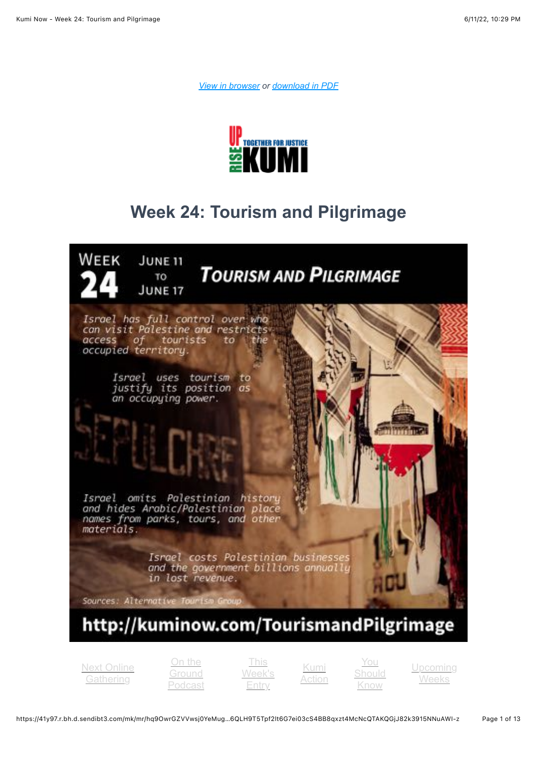View in browser or download in PDF

UP RISE TOGETHER FOR JUSTICE KUMI

# Week 24: Tourism and Pilgrimage

WEEK 24 JUNE 11 TO JUNE 17

TOURISM AND PILGRIMAGE

Israel has full control over who can visit Palestine and restricts access of tourists to the occupied territory.

Israel uses tourism to justify its position as an occupying power.

Israel omits Palestinian history and hides Arabic/Palestinian place names from parks, tours, and other materials.

Israel costs Palestinian businesses and the government billions annually in lost revenue.

Sources: Alternative Tourism Group

http://kuminow.com/TourismandPilgrimage

Next Online Gathering | On the Ground Podcast | This Week's Entry | Kumi Action | You Should Know | Upcoming Weeks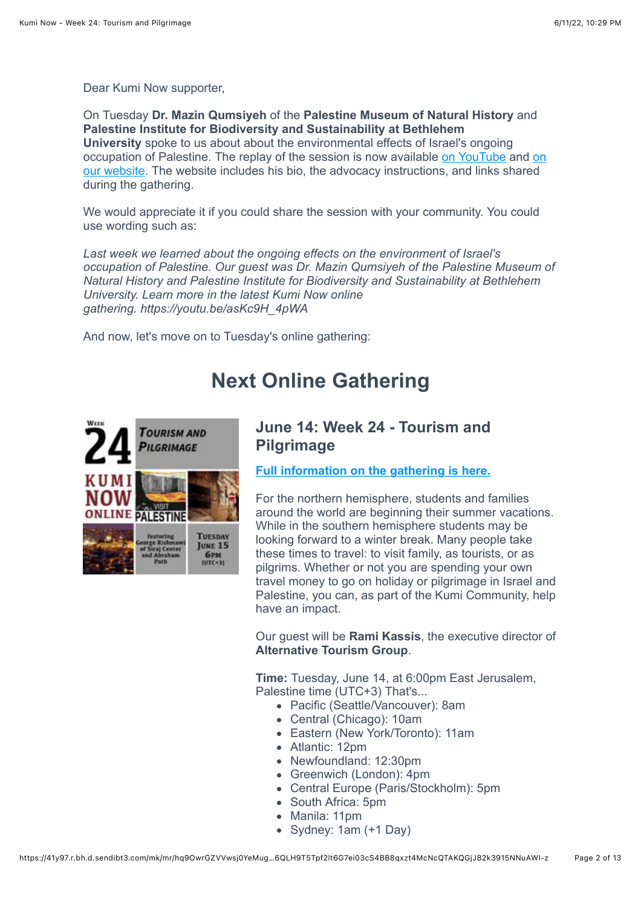Dear Kumi Now supporter,

On Tuesday **Dr. Mazin Qumsiyeh** of the **Palestine Museum of Natural History** and **Palestine Institute for Biodiversity and Sustainability at Bethlehem University** spoke to us about about the environmental effects of Israel's ongoing occupation of Palestine. The replay of the session is now available [on YouTube]() and [on our website](). The website includes his bio, the advocacy instructions, and links shared during the gathering.

We would appreciate it if you could share the session with your community. You could use wording such as:

*Last week we learned about the ongoing effects on the environment of Israel's occupation of Palestine. Our guest was Dr. Mazin Qumsiyeh of the Palestine Museum of Natural History and Palestine Institute for Biodiversity and Sustainability at Bethlehem University. Learn more in the latest Kumi Now online gathering. https://youtu.be/asKc9H_4pWA*

And now, let's move on to Tuesday's online gathering:

# Next Online Gathering

## June 14: Week 24 - Tourism and Pilgrimage

[**Full information on the gathering is here.**]()

For the northern hemisphere, students and families around the world are beginning their summer vacations. While in the southern hemisphere students may be looking forward to a winter break. Many people take these times to travel: to visit family, as tourists, or as pilgrims. Whether or not you are spending your own travel money to go on holiday or pilgrimage in Israel and Palestine, you can, as part of the Kumi Community, help have an impact.

Our guest will be **Rami Kassis**, the executive director of **Alternative Tourism Group**.

**Time:** Tuesday, June 14, at 6:00pm East Jerusalem, Palestine time (UTC+3) That's...

- Pacific (Seattle/Vancouver): 8am
- Central (Chicago): 10am
- Eastern (New York/Toronto): 11am
- Atlantic: 12pm
- Newfoundland: 12:30pm
- Greenwich (London): 4pm
- Central Europe (Paris/Stockholm): 5pm
- South Africa: 5pm
- Manila: 11pm
- Sydney: 1am (+1 Day)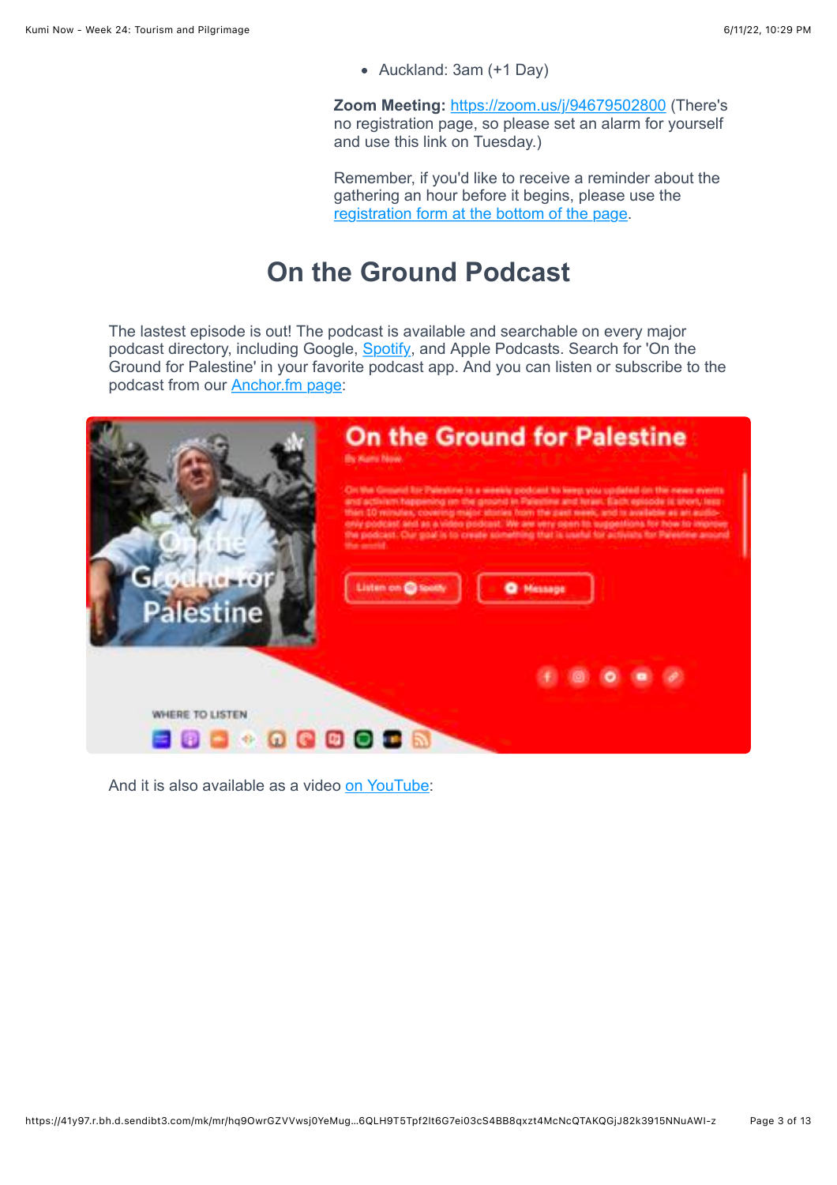- Auckland: 3am (+1 Day)

**Zoom Meeting:** https://zoom.us/j/94679502800 (There's no registration page, so please set an alarm for yourself and use this link on Tuesday.)

Remember, if you'd like to receive a reminder about the gathering an hour before it begins, please use the registration form at the bottom of the page.

## On the Ground Podcast

The lastest episode is out! The podcast is available and searchable on every major podcast directory, including Google, Spotify, and Apple Podcasts. Search for 'On the Ground for Palestine' in your favorite podcast app. And you can listen or subscribe to the podcast from our Anchor.fm page:

And it is also available as a video on YouTube: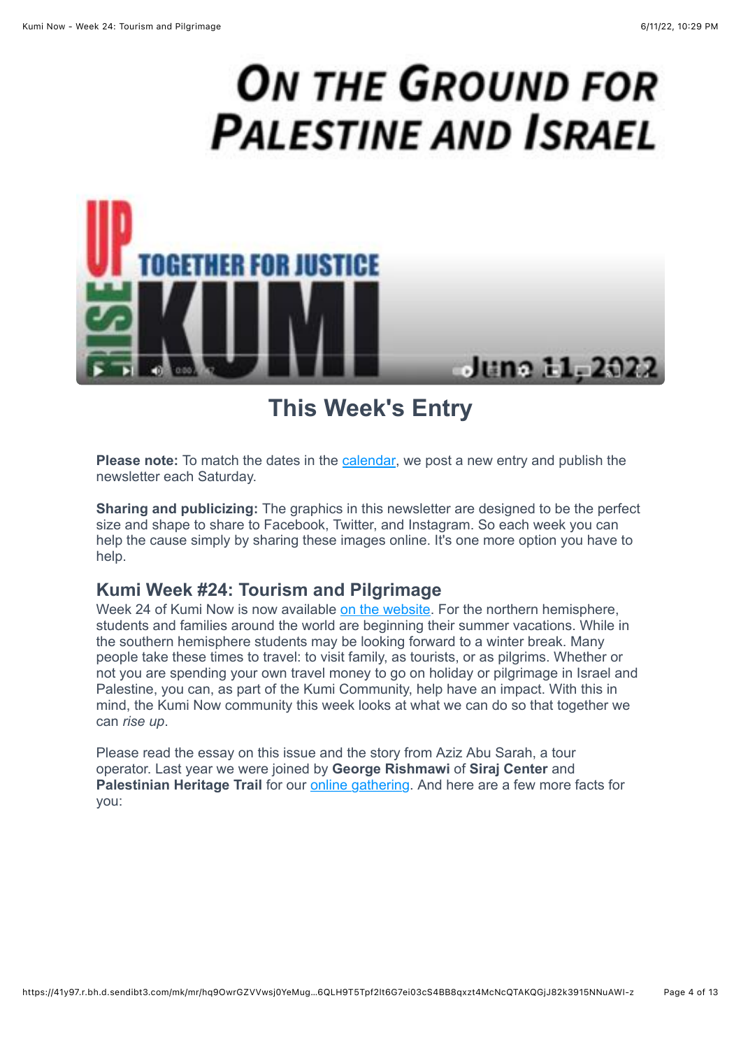# On the Ground for Palestine and Israel

## This Week's Entry

**Please note:** To match the dates in the calendar, we post a new entry and publish the newsletter each Saturday.

**Sharing and publicizing:** The graphics in this newsletter are designed to be the perfect size and shape to share to Facebook, Twitter, and Instagram. So each week you can help the cause simply by sharing these images online. It's one more option you have to help.

### Kumi Week #24: Tourism and Pilgrimage

Week 24 of Kumi Now is now available on the website. For the northern hemisphere, students and families around the world are beginning their summer vacations. While in the southern hemisphere students may be looking forward to a winter break. Many people take these times to travel: to visit family, as tourists, or as pilgrims. Whether or not you are spending your own travel money to go on holiday or pilgrimage in Israel and Palestine, you can, as part of the Kumi Community, help have an impact. With this in mind, the Kumi Now community this week looks at what we can do so that together we can *rise up*.

Please read the essay on this issue and the story from Aziz Abu Sarah, a tour operator. Last year we were joined by **George Rishmawi** of **Siraj Center** and **Palestinian Heritage Trail** for our online gathering. And here are a few more facts for you: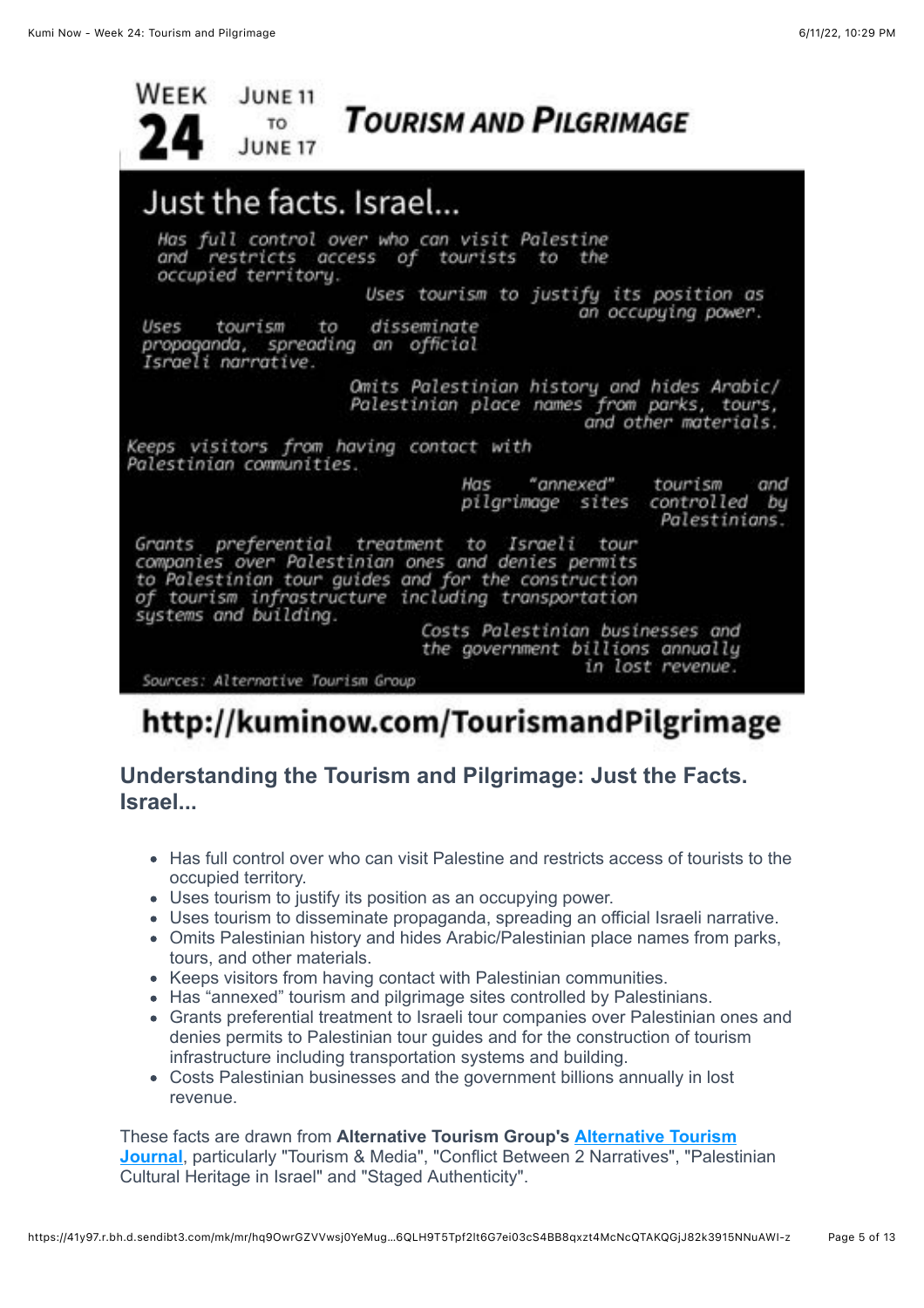# Week 24 June 11 to June 17 Tourism and Pilgrimage

## Just the facts. Israel...

Has full control over who can visit Palestine and restricts access of tourists to the occupied territory.

Uses tourism to justify its position as an occupying power.

Uses tourism to disseminate propaganda, spreading an official Israeli narrative.

Omits Palestinian history and hides Arabic/Palestinian place names from parks, tours, and other materials.

Keeps visitors from having contact with Palestinian communities.

Has "annexed" tourism and pilgrimage sites controlled by Palestinians.

Grants preferential treatment to Israeli tour companies over Palestinian ones and denies permits to Palestinian tour guides and for the construction of tourism infrastructure including transportation systems and building.

Costs Palestinian businesses and the government billions annually in lost revenue.

Sources: Alternative Tourism Group

**http://kuminow.com/TourismandPilgrimage**

### Understanding the Tourism and Pilgrimage: Just the Facts. Israel...

- Has full control over who can visit Palestine and restricts access of tourists to the occupied territory.
- Uses tourism to justify its position as an occupying power.
- Uses tourism to disseminate propaganda, spreading an official Israeli narrative.
- Omits Palestinian history and hides Arabic/Palestinian place names from parks, tours, and other materials.
- Keeps visitors from having contact with Palestinian communities.
- Has "annexed" tourism and pilgrimage sites controlled by Palestinians.
- Grants preferential treatment to Israeli tour companies over Palestinian ones and denies permits to Palestinian tour guides and for the construction of tourism infrastructure including transportation systems and building.
- Costs Palestinian businesses and the government billions annually in lost revenue.

These facts are drawn from **Alternative Tourism Group's [Alternative Tourism Journal](#)**, particularly "Tourism & Media", "Conflict Between 2 Narratives", "Palestinian Cultural Heritage in Israel" and "Staged Authenticity".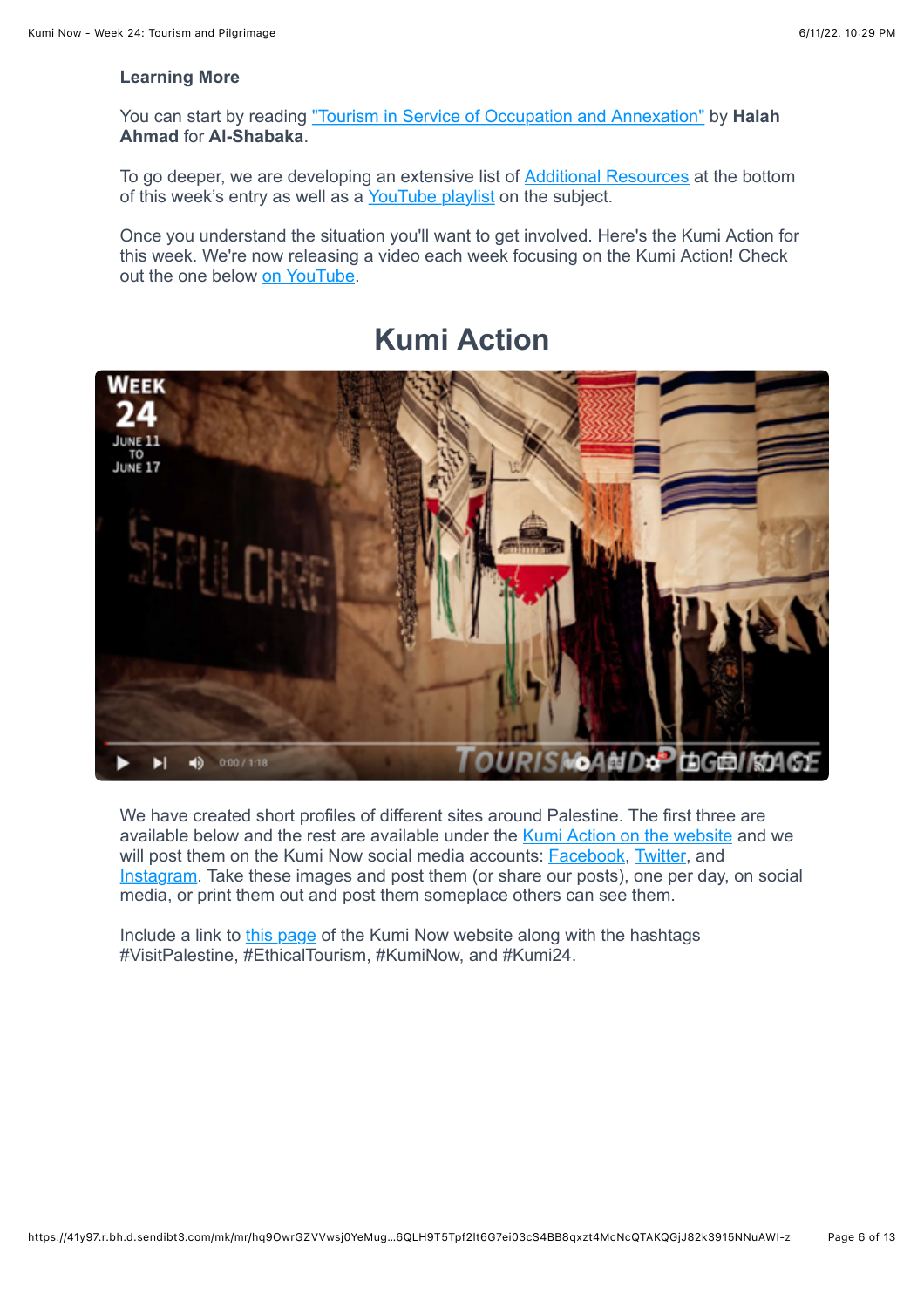### Learning More

You can start by reading "Tourism in Service of Occupation and Annexation" by **Halah Ahmad** for **Al-Shabaka**.

To go deeper, we are developing an extensive list of Additional Resources at the bottom of this week's entry as well as a YouTube playlist on the subject.

Once you understand the situation you'll want to get involved. Here's the Kumi Action for this week. We're now releasing a video each week focusing on the Kumi Action! Check out the one below on YouTube.

## Kumi Action

We have created short profiles of different sites around Palestine. The first three are available below and the rest are available under the Kumi Action on the website and we will post them on the Kumi Now social media accounts: Facebook, Twitter, and Instagram. Take these images and post them (or share our posts), one per day, on social media, or print them out and post them someplace others can see them.

Include a link to this page of the Kumi Now website along with the hashtags #VisitPalestine, #EthicalTourism, #KumiNow, and #Kumi24.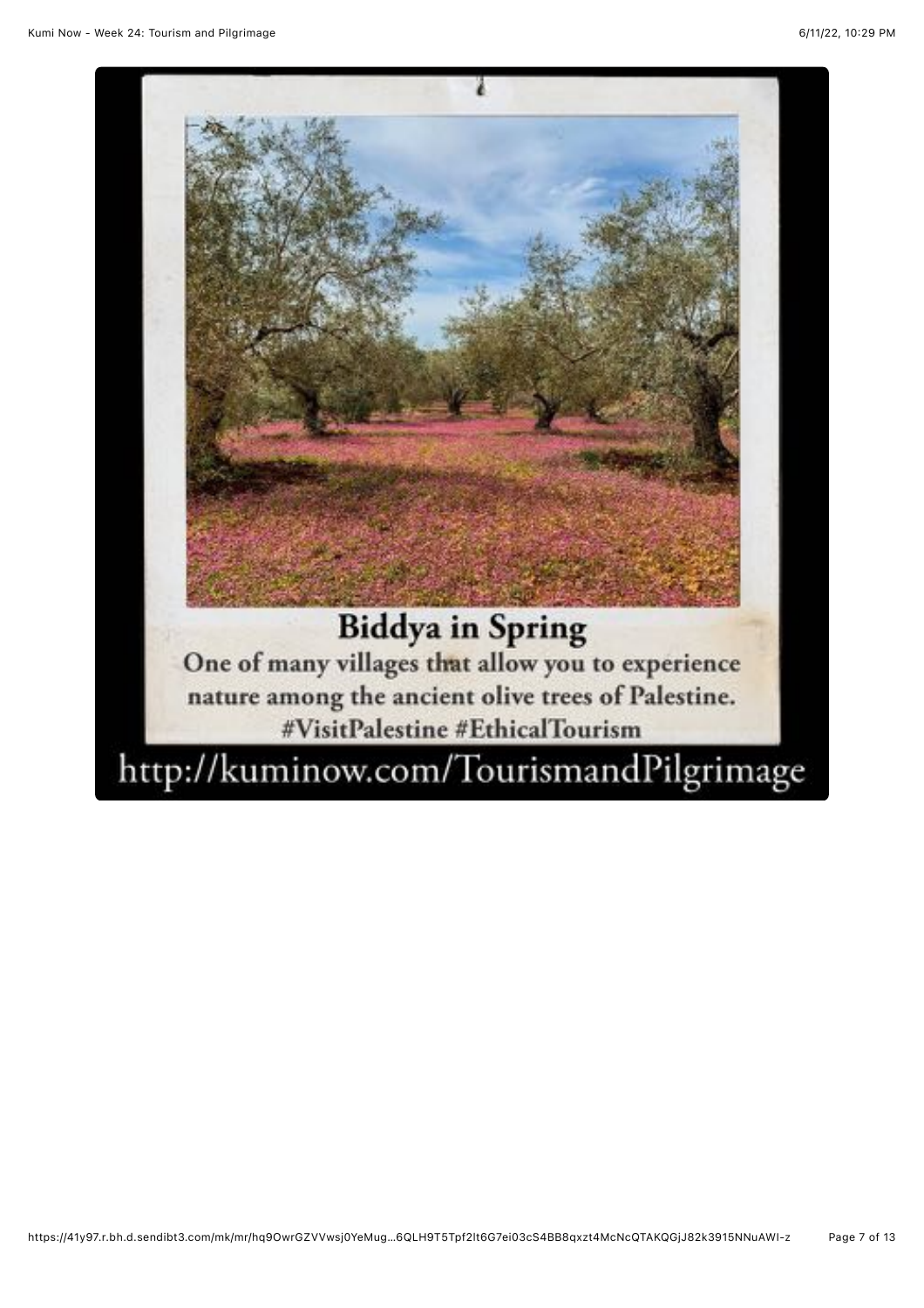**Biddya in Spring**

One of many villages that allow you to experience nature among the ancient olive trees of Palestine.
#VisitPalestine #EthicalTourism

http://kuminow.com/TourismandPilgrimage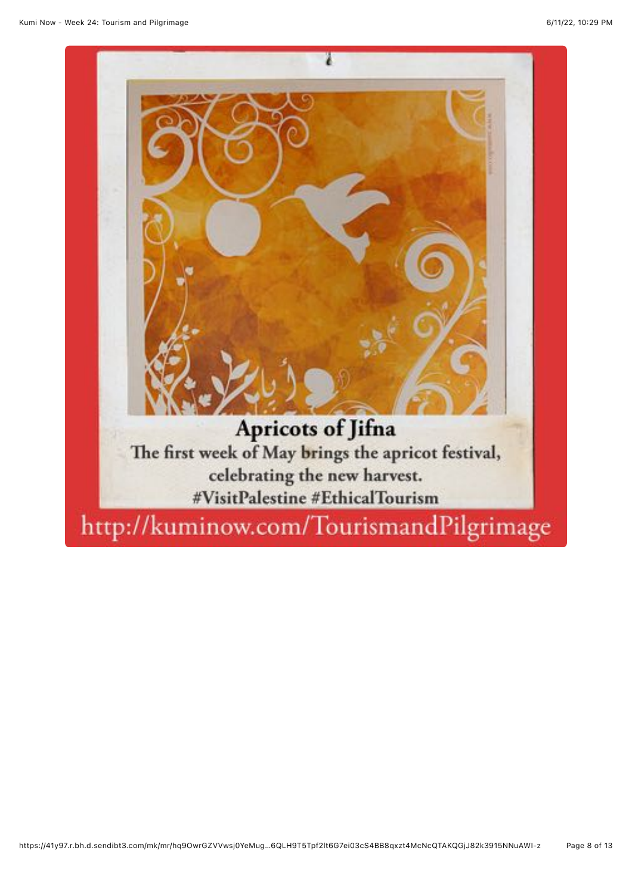**Apricots of Jifna**

The first week of May brings the apricot festival, celebrating the new harvest.

#VisitPalestine #EthicalTourism

http://kuminow.com/TourismandPilgrimage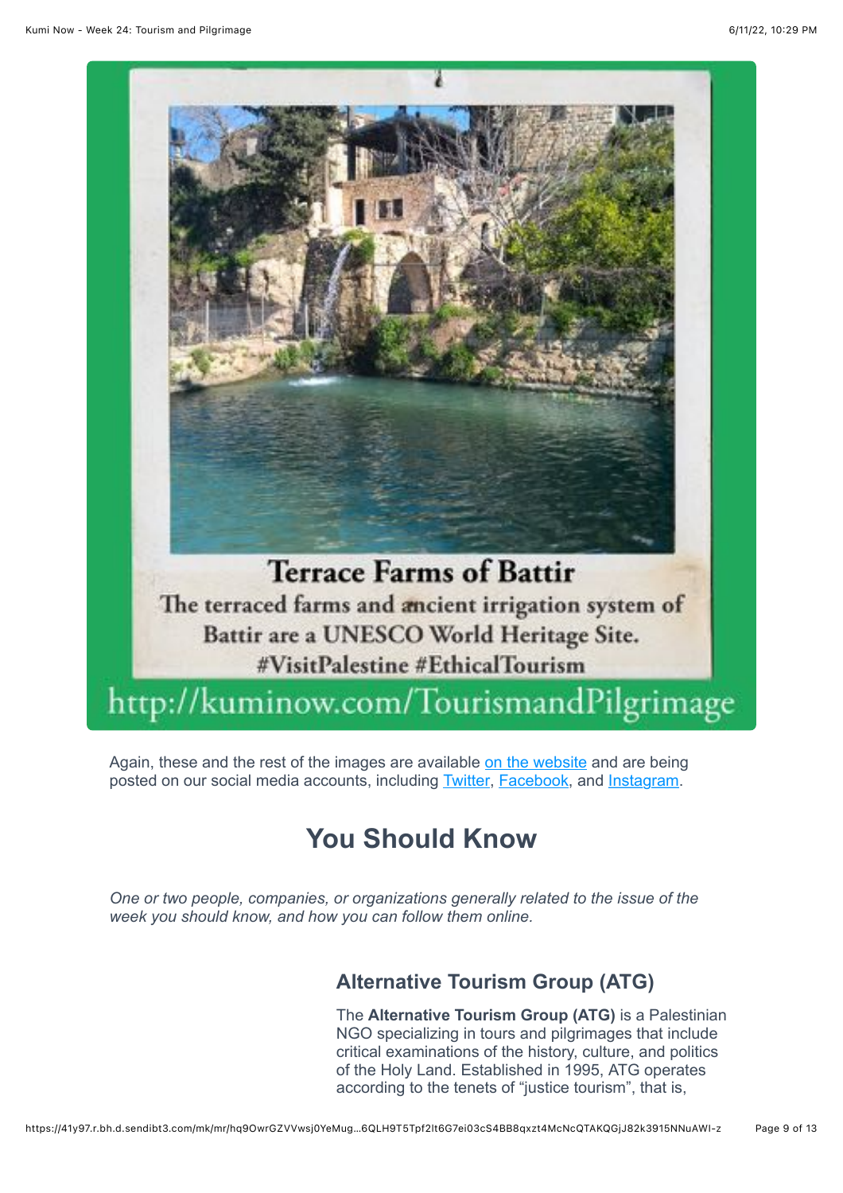Terrace Farms of Battir

The terraced farms and ancient irrigation system of Battir are a UNESCO World Heritage Site. #VisitPalestine #EthicalTourism

http://kuminow.com/TourismandPilgrimage

Again, these and the rest of the images are available on the website and are being posted on our social media accounts, including Twitter, Facebook, and Instagram.

## You Should Know

*One or two people, companies, or organizations generally related to the issue of the week you should know, and how you can follow them online.*

### Alternative Tourism Group (ATG)

The **Alternative Tourism Group (ATG)** is a Palestinian NGO specializing in tours and pilgrimages that include critical examinations of the history, culture, and politics of the Holy Land. Established in 1995, ATG operates according to the tenets of "justice tourism", that is,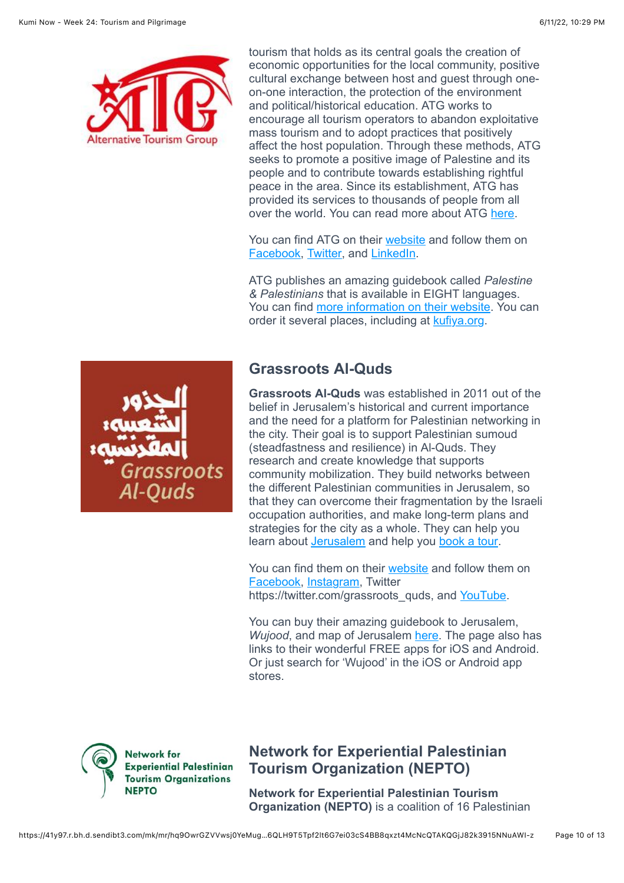tourism that holds as its central goals the creation of economic opportunities for the local community, positive cultural exchange between host and guest through one-on-one interaction, the protection of the environment and political/historical education. ATG works to encourage all tourism operators to abandon exploitative mass tourism and to adopt practices that positively affect the host population. Through these methods, ATG seeks to promote a positive image of Palestine and its people and to contribute towards establishing rightful peace in the area. Since its establishment, ATG has provided its services to thousands of people from all over the world. You can read more about ATG here.

You can find ATG on their website and follow them on Facebook, Twitter, and LinkedIn.

ATG publishes an amazing guidebook called *Palestine & Palestinians* that is available in EIGHT languages. You can find more information on their website. You can order it several places, including at kufiya.org.

## Grassroots Al-Quds

**Grassroots Al-Quds** was established in 2011 out of the belief in Jerusalem's historical and current importance and the need for a platform for Palestinian networking in the city. Their goal is to support Palestinian sumoud (steadfastness and resilience) in Al-Quds. They research and create knowledge that supports community mobilization. They build networks between the different Palestinian communities in Jerusalem, so that they can overcome their fragmentation by the Israeli occupation authorities, and make long-term plans and strategies for the city as a whole. They can help you learn about Jerusalem and help you book a tour.

You can find them on their website and follow them on Facebook, Instagram, Twitter https://twitter.com/grassroots_quds, and YouTube.

You can buy their amazing guidebook to Jerusalem, *Wujood*, and map of Jerusalem here. The page also has links to their wonderful FREE apps for iOS and Android. Or just search for 'Wujood' in the iOS or Android app stores.

## Network for Experiential Palestinian Tourism Organization (NEPTO)

**Network for Experiential Palestinian Tourism Organization (NEPTO)** is a coalition of 16 Palestinian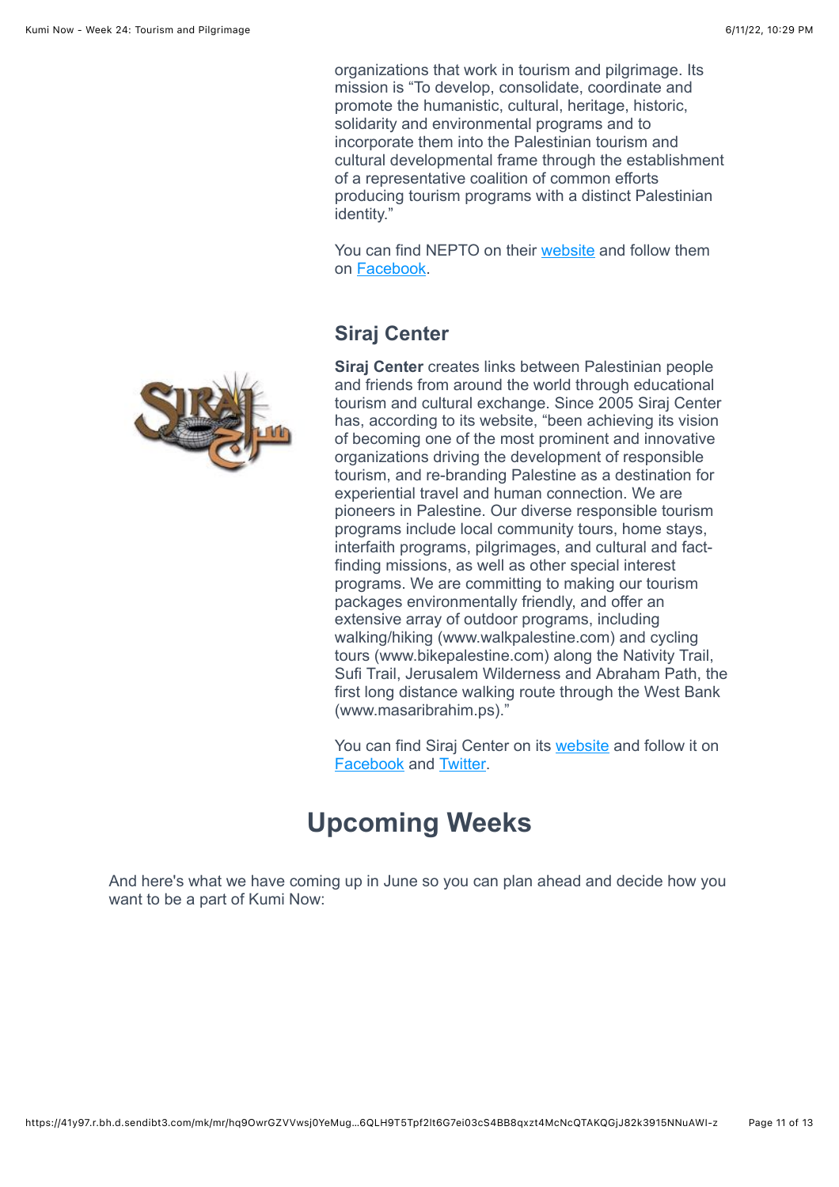organizations that work in tourism and pilgrimage. Its mission is "To develop, consolidate, coordinate and promote the humanistic, cultural, heritage, historic, solidarity and environmental programs and to incorporate them into the Palestinian tourism and cultural developmental frame through the establishment of a representative coalition of common efforts producing tourism programs with a distinct Palestinian identity."

You can find NEPTO on their website and follow them on Facebook.

### Siraj Center

**Siraj Center** creates links between Palestinian people and friends from around the world through educational tourism and cultural exchange. Since 2005 Siraj Center has, according to its website, "been achieving its vision of becoming one of the most prominent and innovative organizations driving the development of responsible tourism, and re-branding Palestine as a destination for experiential travel and human connection. We are pioneers in Palestine. Our diverse responsible tourism programs include local community tours, home stays, interfaith programs, pilgrimages, and cultural and fact-finding missions, as well as other special interest programs. We are committing to making our tourism packages environmentally friendly, and offer an extensive array of outdoor programs, including walking/hiking (www.walkpalestine.com) and cycling tours (www.bikepalestine.com) along the Nativity Trail, Sufi Trail, Jerusalem Wilderness and Abraham Path, the first long distance walking route through the West Bank (www.masaribrahim.ps)."

You can find Siraj Center on its website and follow it on Facebook and Twitter.

## Upcoming Weeks

And here's what we have coming up in June so you can plan ahead and decide how you want to be a part of Kumi Now: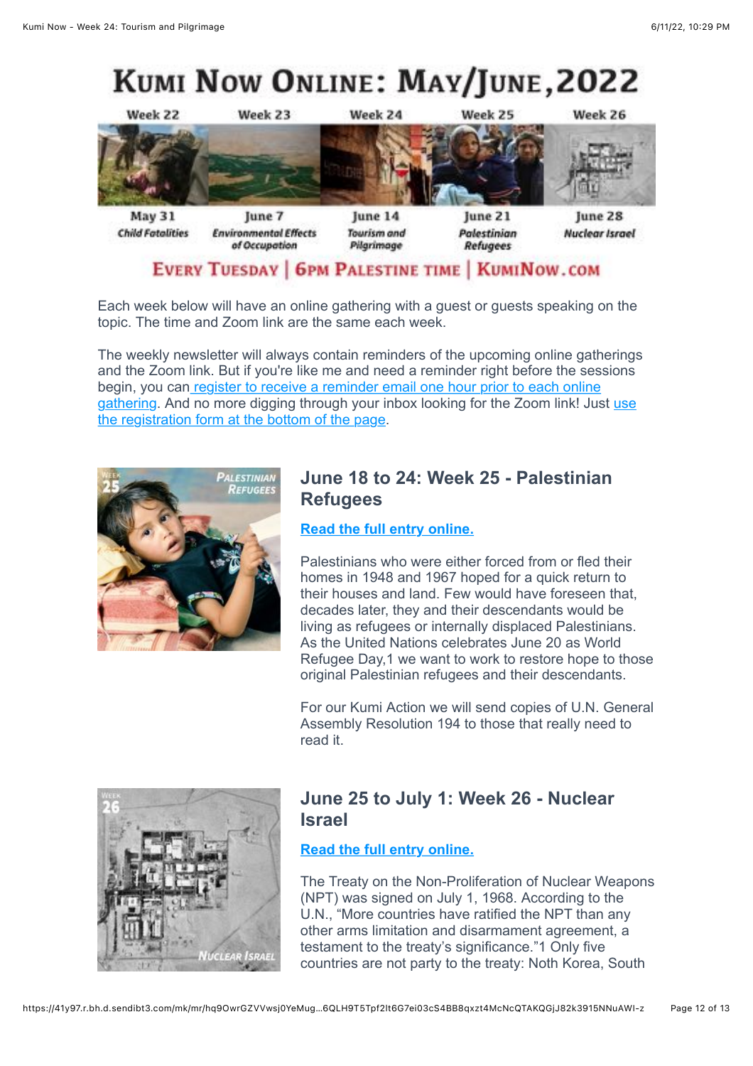# KUMI NOW ONLINE: MAY/JUNE, 2022

| Week 22 | Week 23 | Week 24 | Week 25 | Week 26 |
|---|---|---|---|---|
| May 31 | June 7 | June 14 | June 21 | June 28 |
| *Child Fatalities* | *Environmental Effects of Occupation* | *Tourism and Pilgrimage* | *Palestinian Refugees* | *Nuclear Israel* |

**EVERY TUESDAY | 6PM PALESTINE TIME | KUMINOW.COM**

Each week below will have an online gathering with a guest or guests speaking on the topic. The time and Zoom link are the same each week.

The weekly newsletter will always contain reminders of the upcoming online gatherings and the Zoom link. But if you're like me and need a reminder right before the sessions begin, you can register to receive a reminder email one hour prior to each online gathering. And no more digging through your inbox looking for the Zoom link! Just use the registration form at the bottom of the page.

WEEK 25 PALESTINIAN REFUGEES

## June 18 to 24: Week 25 - Palestinian Refugees

**Read the full entry online.**

Palestinians who were either forced from or fled their homes in 1948 and 1967 hoped for a quick return to their houses and land. Few would have foreseen that, decades later, they and their descendants would be living as refugees or internally displaced Palestinians. As the United Nations celebrates June 20 as World Refugee Day,1 we want to work to restore hope to those original Palestinian refugees and their descendants.

For our Kumi Action we will send copies of U.N. General Assembly Resolution 194 to those that really need to read it.

WEEK 26 NUCLEAR ISRAEL

## June 25 to July 1: Week 26 - Nuclear Israel

**Read the full entry online.**

The Treaty on the Non-Proliferation of Nuclear Weapons (NPT) was signed on July 1, 1968. According to the U.N., "More countries have ratified the NPT than any other arms limitation and disarmament agreement, a testament to the treaty's significance."1 Only five countries are not party to the treaty: Noth Korea, South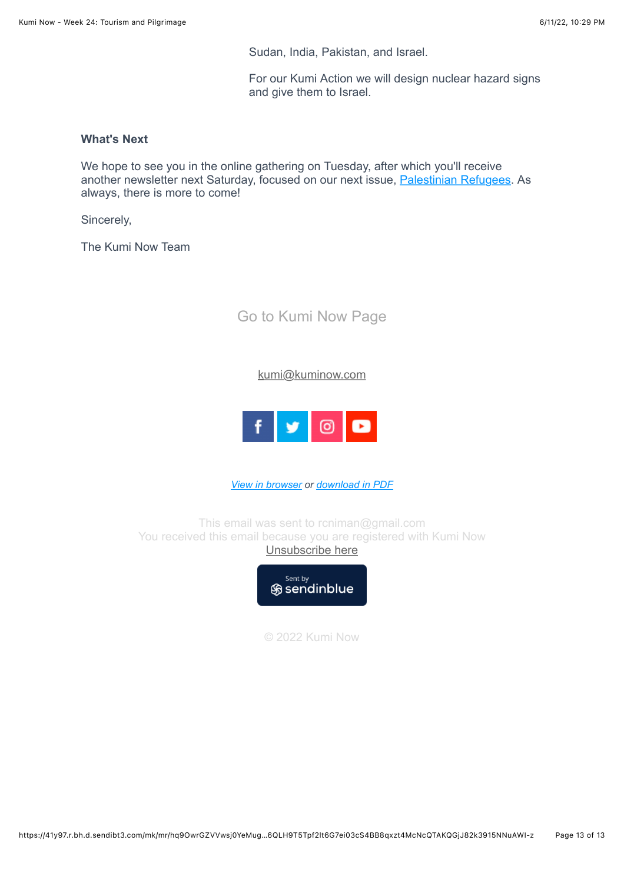Sudan, India, Pakistan, and Israel.

For our Kumi Action we will design nuclear hazard signs and give them to Israel.

**What's Next**

We hope to see you in the online gathering on Tuesday, after which you'll receive another newsletter next Saturday, focused on our next issue, Palestinian Refugees. As always, there is more to come!

Sincerely,

The Kumi Now Team

Go to Kumi Now Page

kumi@kuminow.com

*View in browser* or *download in PDF*

This email was sent to rcniman@gmail.com
You received this email because you are registered with Kumi Now
Unsubscribe here

Sent by sendinblue

© 2022 Kumi Now